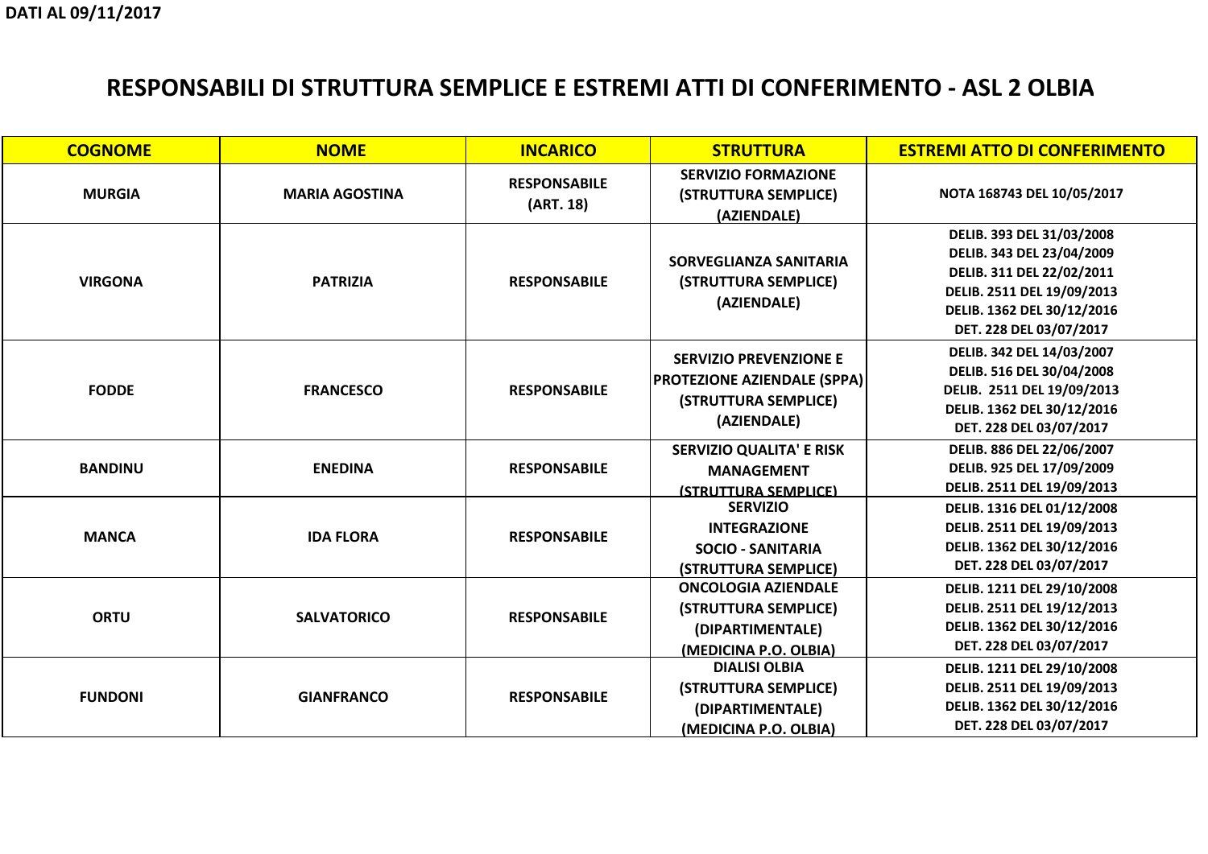DATI AL 09/11/2017

# RESPONSABILI DI STRUTTURA SEMPLICE E ESTREMI ATTI DI CONFERIMENTO - ASL 2 OLBIA

| COGNOME | NOME | INCARICO | STRUTTURA | ESTREMI ATTO DI CONFERIMENTO |
|---|---|---|---|---|
| MURGIA | MARIA AGOSTINA | RESPONSABILE (ART. 18) | SERVIZIO FORMAZIONE (STRUTTURA SEMPLICE) (AZIENDALE) | NOTA 168743 DEL 10/05/2017 |
| VIRGONA | PATRIZIA | RESPONSABILE | SORVEGLIANZA SANITARIA (STRUTTURA SEMPLICE) (AZIENDALE) | DELIB. 393 DEL 31/03/2008<br>DELIB. 343 DEL 23/04/2009<br>DELIB. 311 DEL 22/02/2011<br>DELIB. 2511 DEL 19/09/2013<br>DELIB. 1362 DEL 30/12/2016<br>DET. 228 DEL 03/07/2017 |
| FODDE | FRANCESCO | RESPONSABILE | SERVIZIO PREVENZIONE E PROTEZIONE AZIENDALE (SPPA) (STRUTTURA SEMPLICE) (AZIENDALE) | DELIB. 342 DEL 14/03/2007<br>DELIB. 516 DEL 30/04/2008<br>DELIB. 2511 DEL 19/09/2013<br>DELIB. 1362 DEL 30/12/2016<br>DET. 228 DEL 03/07/2017 |
| BANDINU | ENEDINA | RESPONSABILE | SERVIZIO QUALITA' E RISK MANAGEMENT (STRUTTURA SEMPLICE) | DELIB. 886 DEL 22/06/2007<br>DELIB. 925 DEL 17/09/2009<br>DELIB. 2511 DEL 19/09/2013 |
| MANCA | IDA FLORA | RESPONSABILE | SERVIZIO INTEGRAZIONE SOCIO - SANITARIA (STRUTTURA SEMPLICE) | DELIB. 1316 DEL 01/12/2008<br>DELIB. 2511 DEL 19/09/2013<br>DELIB. 1362 DEL 30/12/2016<br>DET. 228 DEL 03/07/2017 |
| ORTU | SALVATORICO | RESPONSABILE | ONCOLOGIA AZIENDALE (STRUTTURA SEMPLICE) (DIPARTIMENTALE) (MEDICINA P.O. OLBIA) | DELIB. 1211 DEL 29/10/2008<br>DELIB. 2511 DEL 19/12/2013<br>DELIB. 1362 DEL 30/12/2016<br>DET. 228 DEL 03/07/2017 |
| FUNDONI | GIANFRANCO | RESPONSABILE | DIALISI OLBIA (STRUTTURA SEMPLICE) (DIPARTIMENTALE) (MEDICINA P.O. OLBIA) | DELIB. 1211 DEL 29/10/2008<br>DELIB. 2511 DEL 19/09/2013<br>DELIB. 1362 DEL 30/12/2016<br>DET. 228 DEL 03/07/2017 |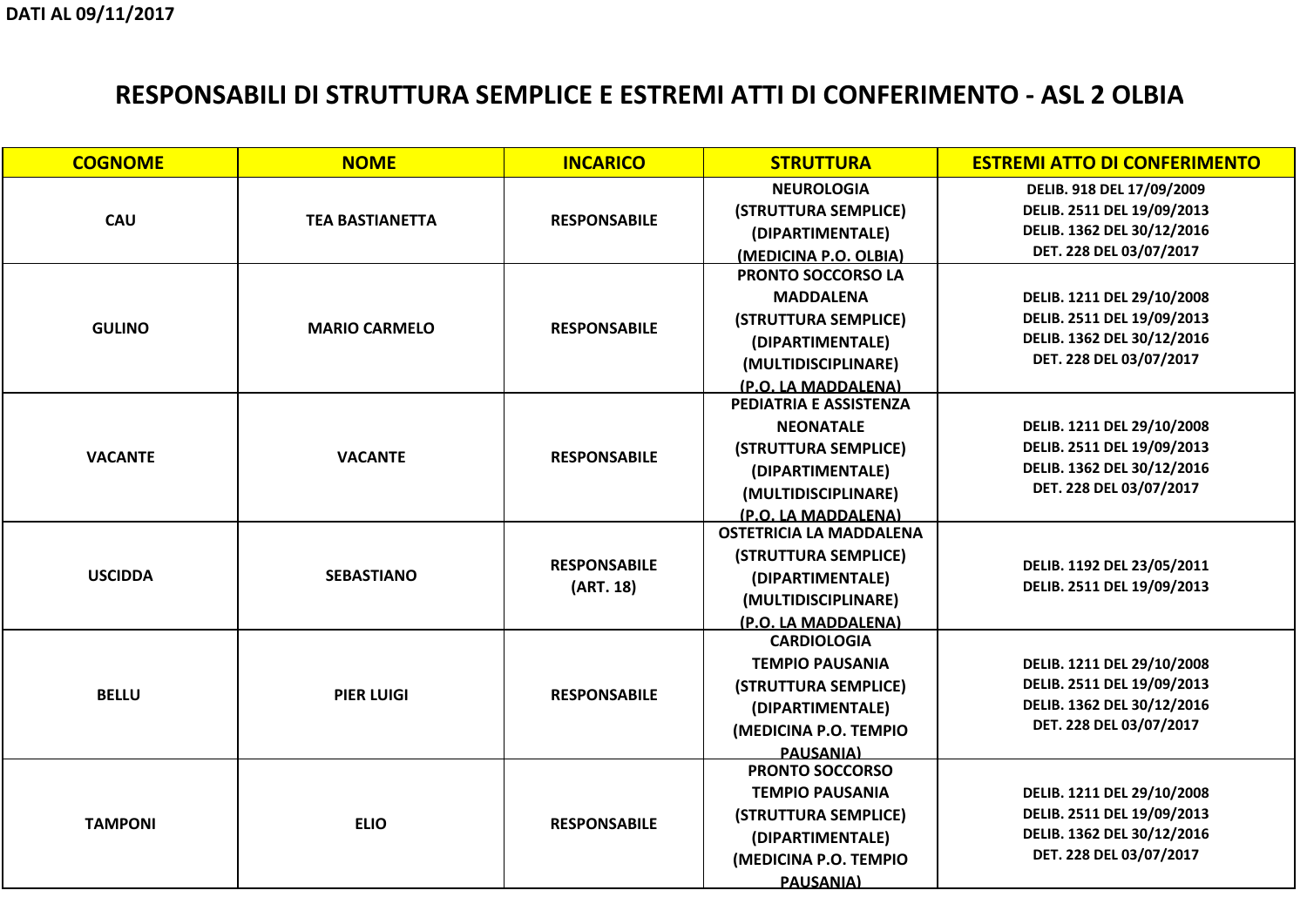DATI AL 09/11/2017

# RESPONSABILI DI STRUTTURA SEMPLICE E ESTREMI ATTI DI CONFERIMENTO - ASL 2 OLBIA

| COGNOME | NOME | INCARICO | STRUTTURA | ESTREMI ATTO DI CONFERIMENTO |
|---|---|---|---|---|
| CAU | TEA BASTIANETTA | RESPONSABILE | NEUROLOGIA (STRUTTURA SEMPLICE) (DIPARTIMENTALE) (MEDICINA P.O. OLBIA) | DELIB. 918 DEL 17/09/2009<br>DELIB. 2511 DEL 19/09/2013<br>DELIB. 1362 DEL 30/12/2016<br>DET. 228 DEL 03/07/2017 |
| GULINO | MARIO CARMELO | RESPONSABILE | PRONTO SOCCORSO LA MADDALENA (STRUTTURA SEMPLICE) (DIPARTIMENTALE) (MULTIDISCIPLINARE) (P.O. LA MADDALENA) | DELIB. 1211 DEL 29/10/2008<br>DELIB. 2511 DEL 19/09/2013<br>DELIB. 1362 DEL 30/12/2016<br>DET. 228 DEL 03/07/2017 |
| VACANTE | VACANTE | RESPONSABILE | PEDIATRIA E ASSISTENZA NEONATALE (STRUTTURA SEMPLICE) (DIPARTIMENTALE) (MULTIDISCIPLINARE) (P.O. LA MADDALENA) | DELIB. 1211 DEL 29/10/2008<br>DELIB. 2511 DEL 19/09/2013<br>DELIB. 1362 DEL 30/12/2016<br>DET. 228 DEL 03/07/2017 |
| USCIDDA | SEBASTIANO | RESPONSABILE (ART. 18) | OSTETRICIA LA MADDALENA (STRUTTURA SEMPLICE) (DIPARTIMENTALE) (MULTIDISCIPLINARE) (P.O. LA MADDALENA) | DELIB. 1192 DEL 23/05/2011<br>DELIB. 2511 DEL 19/09/2013 |
| BELLU | PIER LUIGI | RESPONSABILE | CARDIOLOGIA TEMPIO PAUSANIA (STRUTTURA SEMPLICE) (DIPARTIMENTALE) (MEDICINA P.O. TEMPIO PAUSANIA) | DELIB. 1211 DEL 29/10/2008<br>DELIB. 2511 DEL 19/09/2013<br>DELIB. 1362 DEL 30/12/2016<br>DET. 228 DEL 03/07/2017 |
| TAMPONI | ELIO | RESPONSABILE | PRONTO SOCCORSO TEMPIO PAUSANIA (STRUTTURA SEMPLICE) (DIPARTIMENTALE) (MEDICINA P.O. TEMPIO PAUSANIA) | DELIB. 1211 DEL 29/10/2008<br>DELIB. 2511 DEL 19/09/2013<br>DELIB. 1362 DEL 30/12/2016<br>DET. 228 DEL 03/07/2017 |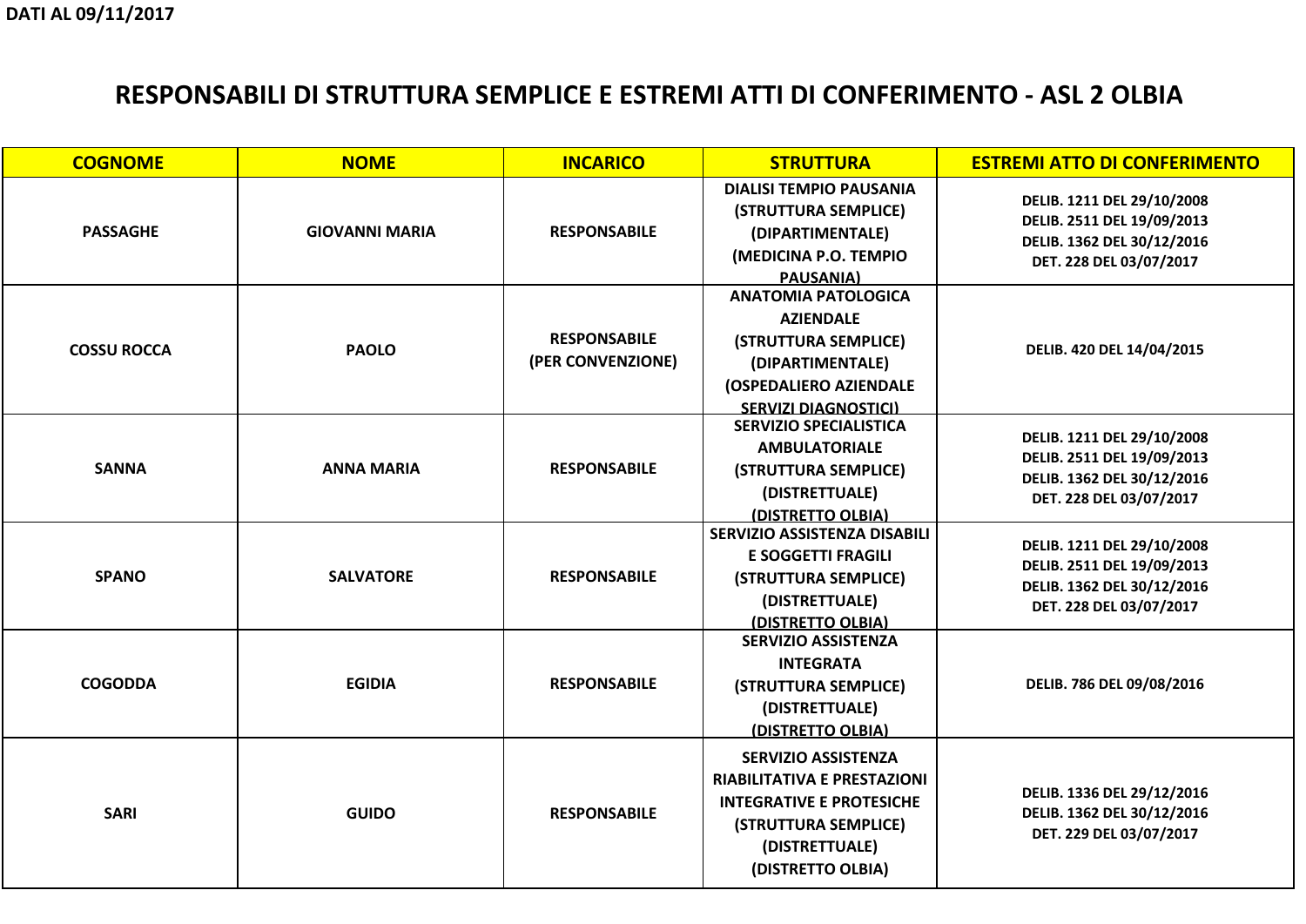DATI AL 09/11/2017

# RESPONSABILI DI STRUTTURA SEMPLICE E ESTREMI ATTI DI CONFERIMENTO - ASL 2 OLBIA

| COGNOME | NOME | INCARICO | STRUTTURA | ESTREMI ATTO DI CONFERIMENTO |
|---|---|---|---|---|
| PASSAGHE | GIOVANNI MARIA | RESPONSABILE | DIALISI TEMPIO PAUSANIA (STRUTTURA SEMPLICE) (DIPARTIMENTALE) (MEDICINA P.O. TEMPIO PAUSANIA) | DELIB. 1211 DEL 29/10/2008<br>DELIB. 2511 DEL 19/09/2013<br>DELIB. 1362 DEL 30/12/2016<br>DET. 228 DEL 03/07/2017 |
| COSSU ROCCA | PAOLO | RESPONSABILE (PER CONVENZIONE) | ANATOMIA PATOLOGICA AZIENDALE (STRUTTURA SEMPLICE) (DIPARTIMENTALE) (OSPEDALIERO AZIENDALE SERVIZI DIAGNOSTICI) | DELIB. 420 DEL 14/04/2015 |
| SANNA | ANNA MARIA | RESPONSABILE | SERVIZIO SPECIALISTICA AMBULATORIALE (STRUTTURA SEMPLICE) (DISTRETTUALE) (DISTRETTO OLBIA) | DELIB. 1211 DEL 29/10/2008<br>DELIB. 2511 DEL 19/09/2013<br>DELIB. 1362 DEL 30/12/2016<br>DET. 228 DEL 03/07/2017 |
| SPANO | SALVATORE | RESPONSABILE | SERVIZIO ASSISTENZA DISABILI E SOGGETTI FRAGILI (STRUTTURA SEMPLICE) (DISTRETTUALE) (DISTRETTO OLBIA) | DELIB. 1211 DEL 29/10/2008<br>DELIB. 2511 DEL 19/09/2013<br>DELIB. 1362 DEL 30/12/2016<br>DET. 228 DEL 03/07/2017 |
| COGODDA | EGIDIA | RESPONSABILE | SERVIZIO ASSISTENZA INTEGRATA (STRUTTURA SEMPLICE) (DISTRETTUALE) (DISTRETTO OLBIA) | DELIB. 786 DEL 09/08/2016 |
| SARI | GUIDO | RESPONSABILE | SERVIZIO ASSISTENZA RIABILITATIVA E PRESTAZIONI INTEGRATIVE E PROTESICHE (STRUTTURA SEMPLICE) (DISTRETTUALE) (DISTRETTO OLBIA) | DELIB. 1336 DEL 29/12/2016<br>DELIB. 1362 DEL 30/12/2016<br>DET. 229 DEL 03/07/2017 |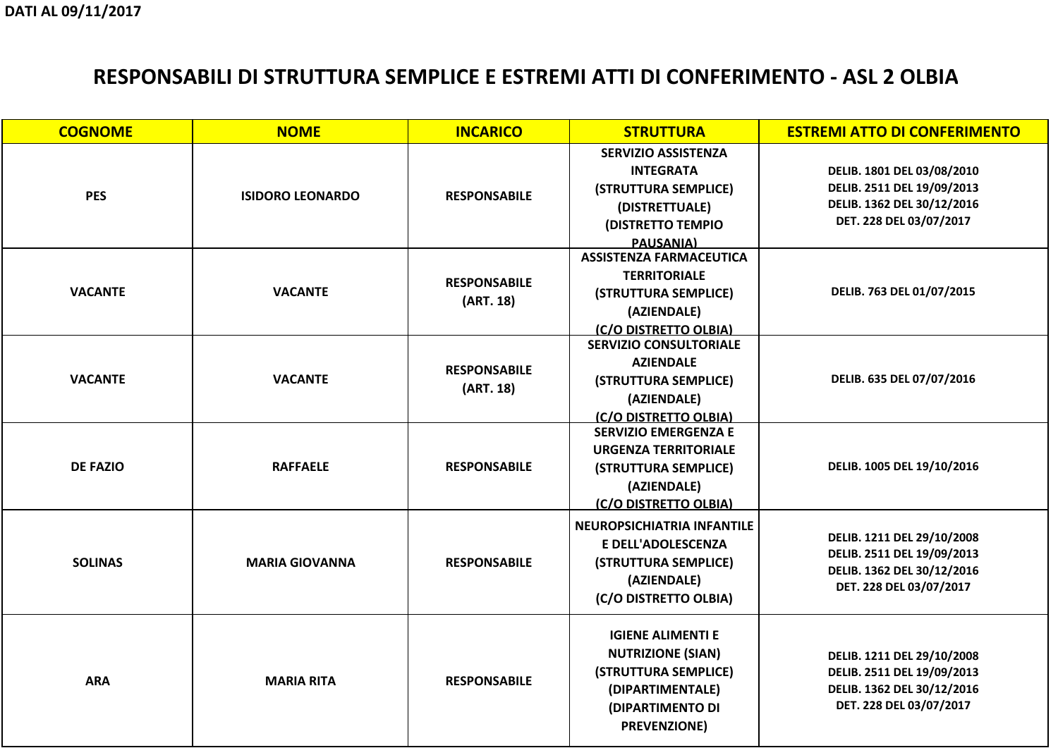DATI AL 09/11/2017

# RESPONSABILI DI STRUTTURA SEMPLICE E ESTREMI ATTI DI CONFERIMENTO - ASL 2 OLBIA

| COGNOME | NOME | INCARICO | STRUTTURA | ESTREMI ATTO DI CONFERIMENTO |
|---|---|---|---|---|
| PES | ISIDORO LEONARDO | RESPONSABILE | SERVIZIO ASSISTENZA INTEGRATA (STRUTTURA SEMPLICE) (DISTRETTUALE) (DISTRETTO TEMPIO PAUSANIA) | DELIB. 1801 DEL 03/08/2010<br>DELIB. 2511 DEL 19/09/2013<br>DELIB. 1362 DEL 30/12/2016<br>DET. 228 DEL 03/07/2017 |
| VACANTE | VACANTE | RESPONSABILE (ART. 18) | ASSISTENZA FARMACEUTICA TERRITORIALE (STRUTTURA SEMPLICE) (AZIENDALE) (C/O DISTRETTO OLBIA) | DELIB. 763 DEL 01/07/2015 |
| VACANTE | VACANTE | RESPONSABILE (ART. 18) | SERVIZIO CONSULTORIALE AZIENDALE (STRUTTURA SEMPLICE) (AZIENDALE) (C/O DISTRETTO OLBIA) | DELIB. 635 DEL 07/07/2016 |
| DE FAZIO | RAFFAELE | RESPONSABILE | SERVIZIO EMERGENZA E URGENZA TERRITORIALE (STRUTTURA SEMPLICE) (AZIENDALE) (C/O DISTRETTO OLBIA) | DELIB. 1005 DEL 19/10/2016 |
| SOLINAS | MARIA GIOVANNA | RESPONSABILE | NEUROPSICHIATRIA INFANTILE E DELL'ADOLESCENZA (STRUTTURA SEMPLICE) (AZIENDALE) (C/O DISTRETTO OLBIA) | DELIB. 1211 DEL 29/10/2008<br>DELIB. 2511 DEL 19/09/2013<br>DELIB. 1362 DEL 30/12/2016<br>DET. 228 DEL 03/07/2017 |
| ARA | MARIA RITA | RESPONSABILE | IGIENE ALIMENTI E NUTRIZIONE (SIAN) (STRUTTURA SEMPLICE) (DIPARTIMENTALE) (DIPARTIMENTO DI PREVENZIONE) | DELIB. 1211 DEL 29/10/2008<br>DELIB. 2511 DEL 19/09/2013<br>DELIB. 1362 DEL 30/12/2016<br>DET. 228 DEL 03/07/2017 |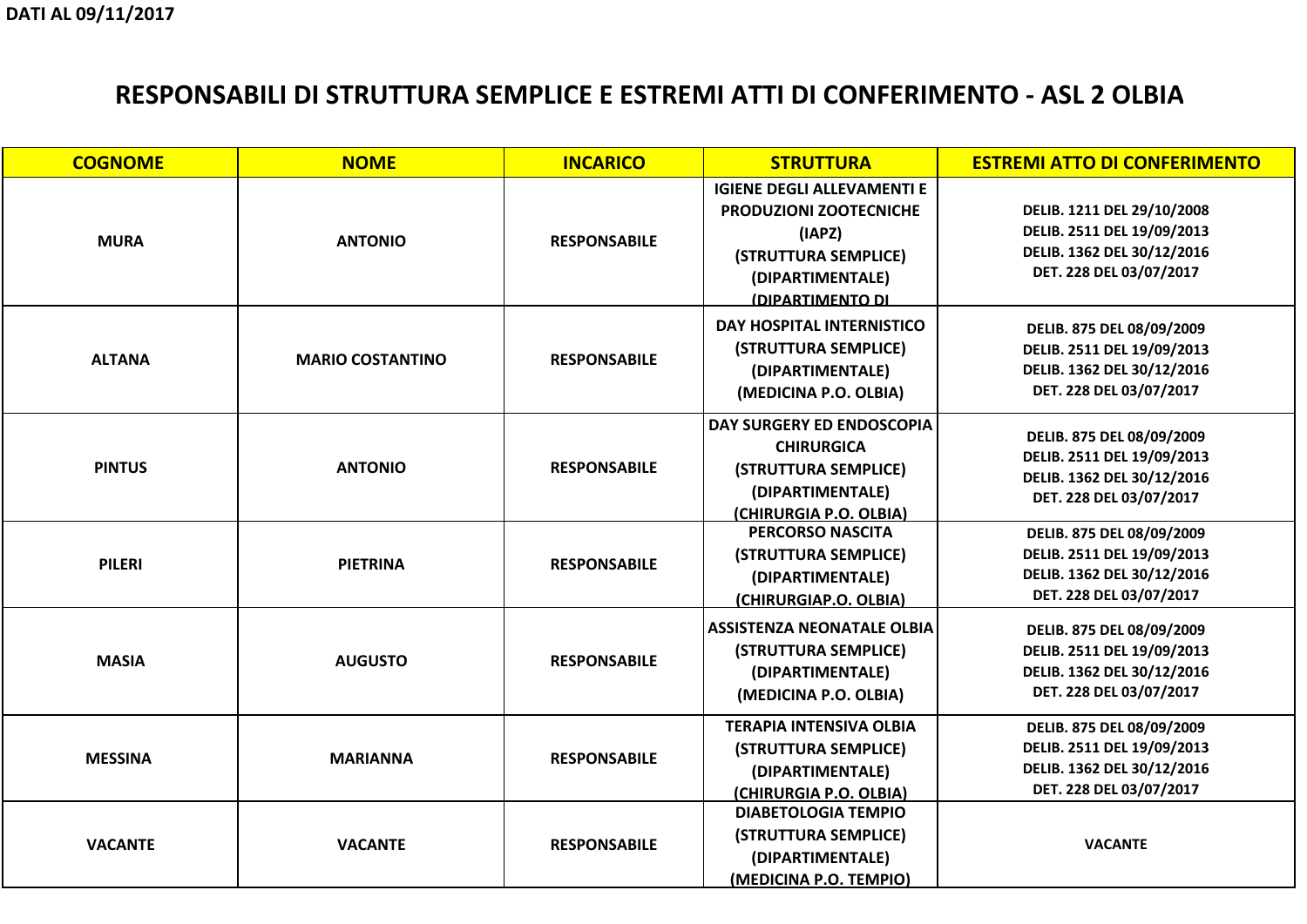**DATI AL 09/11/2017**

# RESPONSABILI DI STRUTTURA SEMPLICE E ESTREMI ATTI DI CONFERIMENTO - ASL 2 OLBIA

| COGNOME | NOME | INCARICO | STRUTTURA | ESTREMI ATTO DI CONFERIMENTO |
|---|---|---|---|---|
| MURA | ANTONIO | RESPONSABILE | IGIENE DEGLI ALLEVAMENTI E PRODUZIONI ZOOTECNICHE (IAPZ) (STRUTTURA SEMPLICE) (DIPARTIMENTALE) (DIPARTIMENTO DI | DELIB. 1211 DEL 29/10/2008<br>DELIB. 2511 DEL 19/09/2013<br>DELIB. 1362 DEL 30/12/2016<br>DET. 228 DEL 03/07/2017 |
| ALTANA | MARIO COSTANTINO | RESPONSABILE | DAY HOSPITAL INTERNISTICO (STRUTTURA SEMPLICE) (DIPARTIMENTALE) (MEDICINA P.O. OLBIA) | DELIB. 875 DEL 08/09/2009<br>DELIB. 2511 DEL 19/09/2013<br>DELIB. 1362 DEL 30/12/2016<br>DET. 228 DEL 03/07/2017 |
| PINTUS | ANTONIO | RESPONSABILE | DAY SURGERY ED ENDOSCOPIA CHIRURGICA (STRUTTURA SEMPLICE) (DIPARTIMENTALE) (CHIRURGIA P.O. OLBIA) | DELIB. 875 DEL 08/09/2009<br>DELIB. 2511 DEL 19/09/2013<br>DELIB. 1362 DEL 30/12/2016<br>DET. 228 DEL 03/07/2017 |
| PILERI | PIETRINA | RESPONSABILE | PERCORSO NASCITA (STRUTTURA SEMPLICE) (DIPARTIMENTALE) (CHIRURGIAP.O. OLBIA) | DELIB. 875 DEL 08/09/2009<br>DELIB. 2511 DEL 19/09/2013<br>DELIB. 1362 DEL 30/12/2016<br>DET. 228 DEL 03/07/2017 |
| MASIA | AUGUSTO | RESPONSABILE | ASSISTENZA NEONATALE OLBIA (STRUTTURA SEMPLICE) (DIPARTIMENTALE) (MEDICINA P.O. OLBIA) | DELIB. 875 DEL 08/09/2009<br>DELIB. 2511 DEL 19/09/2013<br>DELIB. 1362 DEL 30/12/2016<br>DET. 228 DEL 03/07/2017 |
| MESSINA | MARIANNA | RESPONSABILE | TERAPIA INTENSIVA OLBIA (STRUTTURA SEMPLICE) (DIPARTIMENTALE) (CHIRURGIA P.O. OLBIA) | DELIB. 875 DEL 08/09/2009<br>DELIB. 2511 DEL 19/09/2013<br>DELIB. 1362 DEL 30/12/2016<br>DET. 228 DEL 03/07/2017 |
| VACANTE | VACANTE | RESPONSABILE | DIABETOLOGIA TEMPIO (STRUTTURA SEMPLICE) (DIPARTIMENTALE) (MEDICINA P.O. TEMPIO) | VACANTE |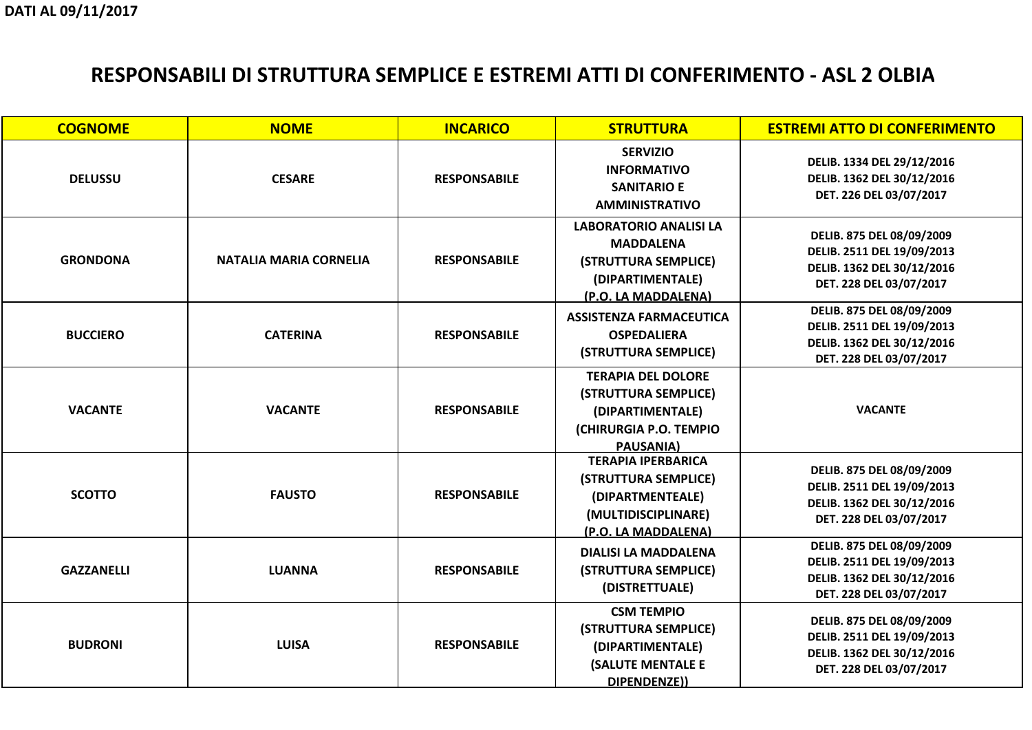**DATI AL 09/11/2017**

# RESPONSABILI DI STRUTTURA SEMPLICE E ESTREMI ATTI DI CONFERIMENTO - ASL 2 OLBIA

| COGNOME | NOME | INCARICO | STRUTTURA | ESTREMI ATTO DI CONFERIMENTO |
|---|---|---|---|---|
| DELUSSU | CESARE | RESPONSABILE | SERVIZIO INFORMATIVO SANITARIO E AMMINISTRATIVO | DELIB. 1334 DEL 29/12/2016<br>DELIB. 1362 DEL 30/12/2016<br>DET. 226 DEL 03/07/2017 |
| GRONDONA | NATALIA MARIA CORNELIA | RESPONSABILE | LABORATORIO ANALISI LA MADDALENA (STRUTTURA SEMPLICE) (DIPARTIMENTALE) (P.O. LA MADDALENA) | DELIB. 875 DEL 08/09/2009<br>DELIB. 2511 DEL 19/09/2013<br>DELIB. 1362 DEL 30/12/2016<br>DET. 228 DEL 03/07/2017 |
| BUCCIERO | CATERINA | RESPONSABILE | ASSISTENZA FARMACEUTICA OSPEDALIERA (STRUTTURA SEMPLICE) | DELIB. 875 DEL 08/09/2009<br>DELIB. 2511 DEL 19/09/2013<br>DELIB. 1362 DEL 30/12/2016<br>DET. 228 DEL 03/07/2017 |
| VACANTE | VACANTE | RESPONSABILE | TERAPIA DEL DOLORE (STRUTTURA SEMPLICE) (DIPARTIMENTALE) (CHIRURGIA P.O. TEMPIO PAUSANIA) | VACANTE |
| SCOTTO | FAUSTO | RESPONSABILE | TERAPIA IPERBARICA (STRUTTURA SEMPLICE) (DIPARTMENTEALE) (MULTIDISCIPLINARE) (P.O. LA MADDALENA) | DELIB. 875 DEL 08/09/2009<br>DELIB. 2511 DEL 19/09/2013<br>DELIB. 1362 DEL 30/12/2016<br>DET. 228 DEL 03/07/2017 |
| GAZZANELLI | LUANNA | RESPONSABILE | DIALISI LA MADDALENA (STRUTTURA SEMPLICE) (DISTRETTUALE) | DELIB. 875 DEL 08/09/2009<br>DELIB. 2511 DEL 19/09/2013<br>DELIB. 1362 DEL 30/12/2016<br>DET. 228 DEL 03/07/2017 |
| BUDRONI | LUISA | RESPONSABILE | CSM TEMPIO (STRUTTURA SEMPLICE) (DIPARTIMENTALE) (SALUTE MENTALE E DIPENDENZE)) | DELIB. 875 DEL 08/09/2009<br>DELIB. 2511 DEL 19/09/2013<br>DELIB. 1362 DEL 30/12/2016<br>DET. 228 DEL 03/07/2017 |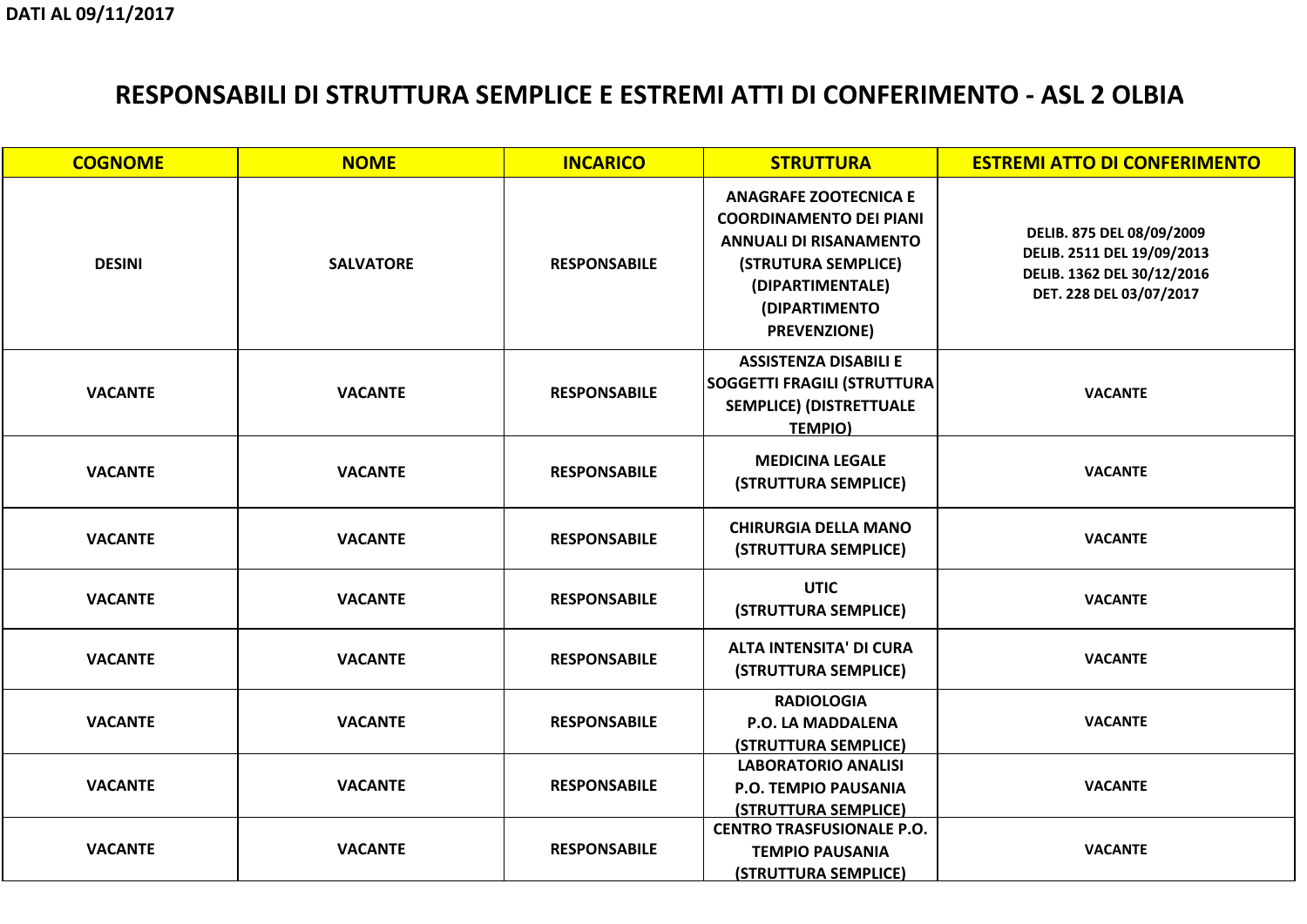DATI AL 09/11/2017

# RESPONSABILI DI STRUTTURA SEMPLICE E ESTREMI ATTI DI CONFERIMENTO - ASL 2 OLBIA

| COGNOME | NOME | INCARICO | STRUTTURA | ESTREMI ATTO DI CONFERIMENTO |
|---|---|---|---|---|
| DESINI | SALVATORE | RESPONSABILE | ANAGRAFE ZOOTECNICA E COORDINAMENTO DEI PIANI ANNUALI DI RISANAMENTO (STRUTURA SEMPLICE) (DIPARTIMENTALE) (DIPARTIMENTO PREVENZIONE) | DELIB. 875 DEL 08/09/2009 DELIB. 2511 DEL 19/09/2013 DELIB. 1362 DEL 30/12/2016 DET. 228 DEL 03/07/2017 |
| VACANTE | VACANTE | RESPONSABILE | ASSISTENZA DISABILI E SOGGETTI FRAGILI (STRUTTURA SEMPLICE) (DISTRETTUALE TEMPIO) | VACANTE |
| VACANTE | VACANTE | RESPONSABILE | MEDICINA LEGALE (STRUTTURA SEMPLICE) | VACANTE |
| VACANTE | VACANTE | RESPONSABILE | CHIRURGIA DELLA MANO (STRUTTURA SEMPLICE) | VACANTE |
| VACANTE | VACANTE | RESPONSABILE | UTIC (STRUTTURA SEMPLICE) | VACANTE |
| VACANTE | VACANTE | RESPONSABILE | ALTA INTENSITA' DI CURA (STRUTTURA SEMPLICE) | VACANTE |
| VACANTE | VACANTE | RESPONSABILE | RADIOLOGIA P.O. LA MADDALENA (STRUTTURA SEMPLICE) | VACANTE |
| VACANTE | VACANTE | RESPONSABILE | LABORATORIO ANALISI P.O. TEMPIO PAUSANIA (STRUTTURA SEMPLICE) | VACANTE |
| VACANTE | VACANTE | RESPONSABILE | CENTRO TRASFUSIONALE P.O. TEMPIO PAUSANIA (STRUTTURA SEMPLICE) | VACANTE |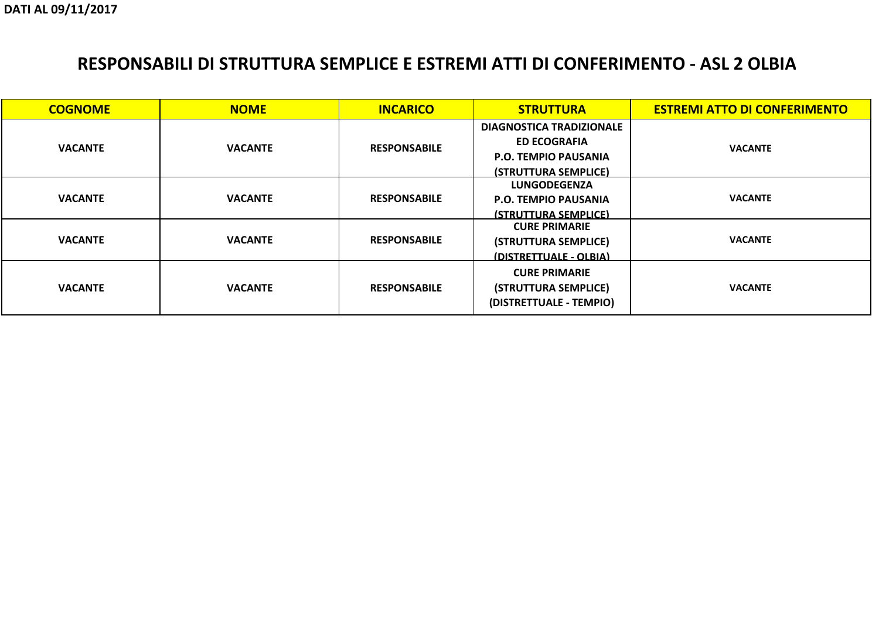DATI AL 09/11/2017

# RESPONSABILI DI STRUTTURA SEMPLICE E ESTREMI ATTI DI CONFERIMENTO - ASL 2 OLBIA

| COGNOME | NOME | INCARICO | STRUTTURA | ESTREMI ATTO DI CONFERIMENTO |
|---|---|---|---|---|
| VACANTE | VACANTE | RESPONSABILE | DIAGNOSTICA TRADIZIONALE ED ECOGRAFIA P.O. TEMPIO PAUSANIA (STRUTTURA SEMPLICE) | VACANTE |
| VACANTE | VACANTE | RESPONSABILE | LUNGODEGENZA P.O. TEMPIO PAUSANIA (STRUTTURA SEMPLICE) | VACANTE |
| VACANTE | VACANTE | RESPONSABILE | CURE PRIMARIE (STRUTTURA SEMPLICE) (DISTRETTUALE - OLBIA) | VACANTE |
| VACANTE | VACANTE | RESPONSABILE | CURE PRIMARIE (STRUTTURA SEMPLICE) (DISTRETTUALE - TEMPIO) | VACANTE |